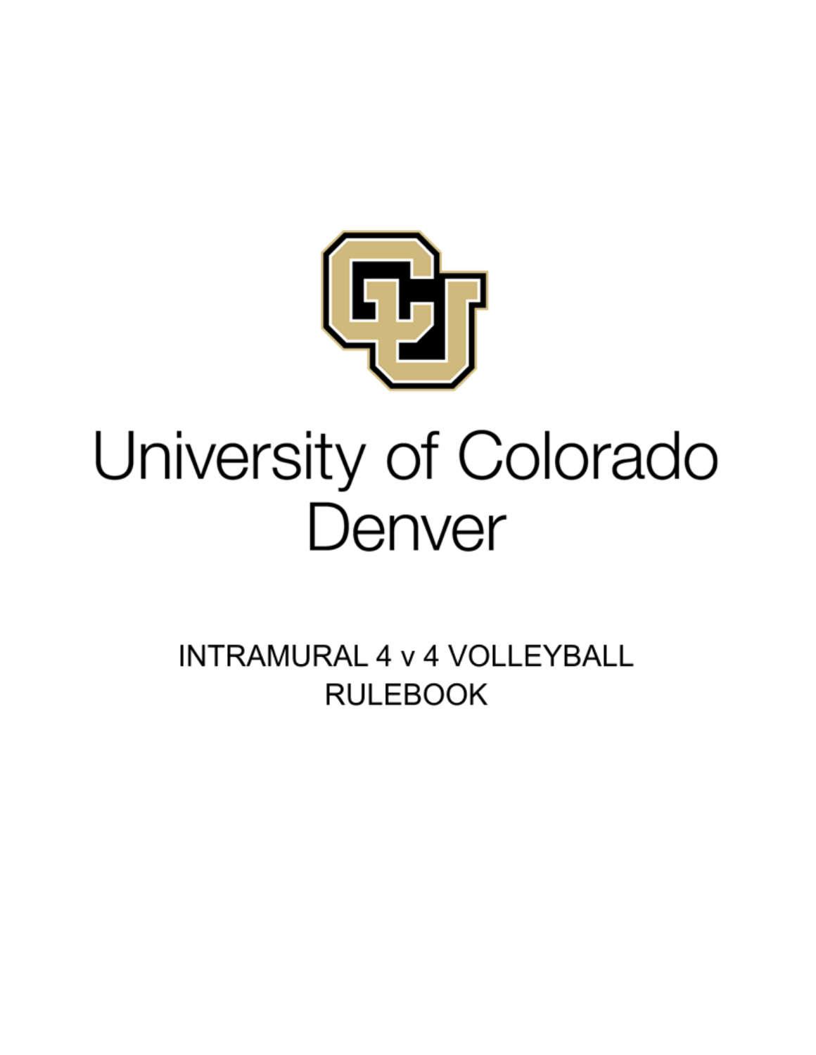# University of Colorado Denver

## INTRAMURAL 4 v 4 VOLLEYBALL RULEBOOK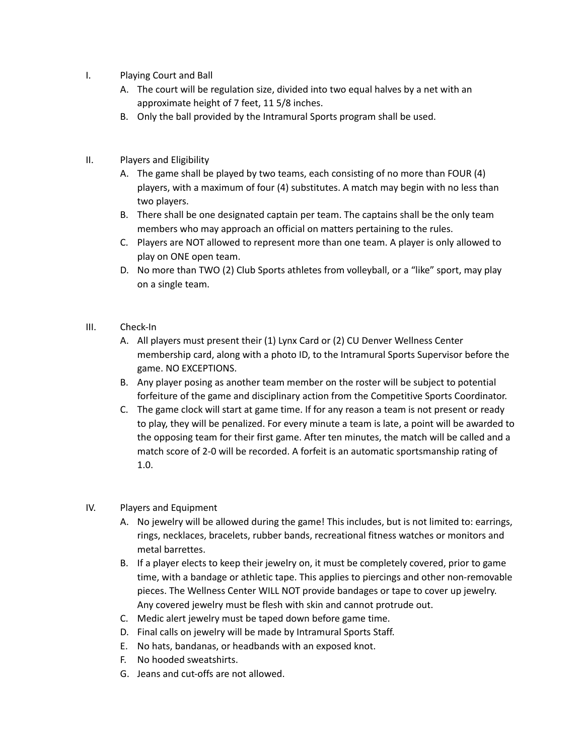I. Playing Court and Ball

   A. The court will be regulation size, divided into two equal halves by a net with an approximate height of 7 feet, 11 5/8 inches.

   B. Only the ball provided by the Intramural Sports program shall be used.

II. Players and Eligibility

   A. The game shall be played by two teams, each consisting of no more than FOUR (4) players, with a maximum of four (4) substitutes. A match may begin with no less than two players.

   B. There shall be one designated captain per team. The captains shall be the only team members who may approach an official on matters pertaining to the rules.

   C. Players are NOT allowed to represent more than one team. A player is only allowed to play on ONE open team.

   D. No more than TWO (2) Club Sports athletes from volleyball, or a "like" sport, may play on a single team.

III. Check-In

   A. All players must present their (1) Lynx Card or (2) CU Denver Wellness Center membership card, along with a photo ID, to the Intramural Sports Supervisor before the game. NO EXCEPTIONS.

   B. Any player posing as another team member on the roster will be subject to potential forfeiture of the game and disciplinary action from the Competitive Sports Coordinator.

   C. The game clock will start at game time. If for any reason a team is not present or ready to play, they will be penalized. For every minute a team is late, a point will be awarded to the opposing team for their first game. After ten minutes, the match will be called and a match score of 2-0 will be recorded. A forfeit is an automatic sportsmanship rating of 1.0.

IV. Players and Equipment

   A. No jewelry will be allowed during the game! This includes, but is not limited to: earrings, rings, necklaces, bracelets, rubber bands, recreational fitness watches or monitors and metal barrettes.

   B. If a player elects to keep their jewelry on, it must be completely covered, prior to game time, with a bandage or athletic tape. This applies to piercings and other non-removable pieces. The Wellness Center WILL NOT provide bandages or tape to cover up jewelry. Any covered jewelry must be flesh with skin and cannot protrude out.

   C. Medic alert jewelry must be taped down before game time.

   D. Final calls on jewelry will be made by Intramural Sports Staff.

   E. No hats, bandanas, or headbands with an exposed knot.

   F. No hooded sweatshirts.

   G. Jeans and cut-offs are not allowed.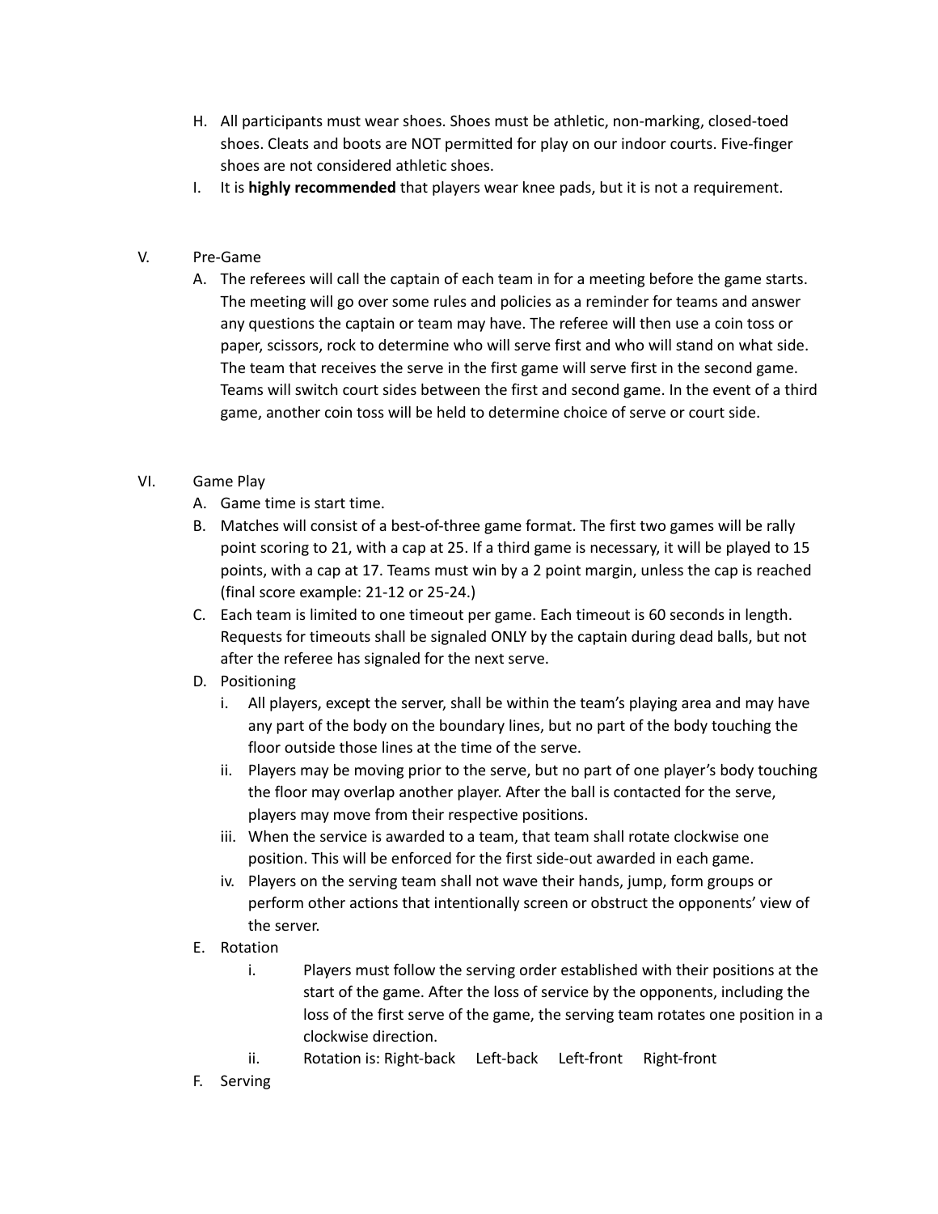H. All participants must wear shoes. Shoes must be athletic, non-marking, closed-toed shoes. Cleats and boots are NOT permitted for play on our indoor courts. Five-finger shoes are not considered athletic shoes.

I. It is **highly recommended** that players wear knee pads, but it is not a requirement.

## V. Pre-Game

A. The referees will call the captain of each team in for a meeting before the game starts. The meeting will go over some rules and policies as a reminder for teams and answer any questions the captain or team may have. The referee will then use a coin toss or paper, scissors, rock to determine who will serve first and who will stand on what side. The team that receives the serve in the first game will serve first in the second game. Teams will switch court sides between the first and second game. In the event of a third game, another coin toss will be held to determine choice of serve or court side.

## VI. Game Play

A. Game time is start time.

B. Matches will consist of a best-of-three game format. The first two games will be rally point scoring to 21, with a cap at 25. If a third game is necessary, it will be played to 15 points, with a cap at 17. Teams must win by a 2 point margin, unless the cap is reached (final score example: 21-12 or 25-24.)

C. Each team is limited to one timeout per game. Each timeout is 60 seconds in length. Requests for timeouts shall be signaled ONLY by the captain during dead balls, but not after the referee has signaled for the next serve.

D. Positioning

   i. All players, except the server, shall be within the team's playing area and may have any part of the body on the boundary lines, but no part of the body touching the floor outside those lines at the time of the serve.

   ii. Players may be moving prior to the serve, but no part of one player's body touching the floor may overlap another player. After the ball is contacted for the serve, players may move from their respective positions.

   iii. When the service is awarded to a team, that team shall rotate clockwise one position. This will be enforced for the first side-out awarded in each game.

   iv. Players on the serving team shall not wave their hands, jump, form groups or perform other actions that intentionally screen or obstruct the opponents' view of the server.

E. Rotation

   i. Players must follow the serving order established with their positions at the start of the game. After the loss of service by the opponents, including the loss of the first serve of the game, the serving team rotates one position in a clockwise direction.

   ii. Rotation is: Right-back Left-back Left-front Right-front

F. Serving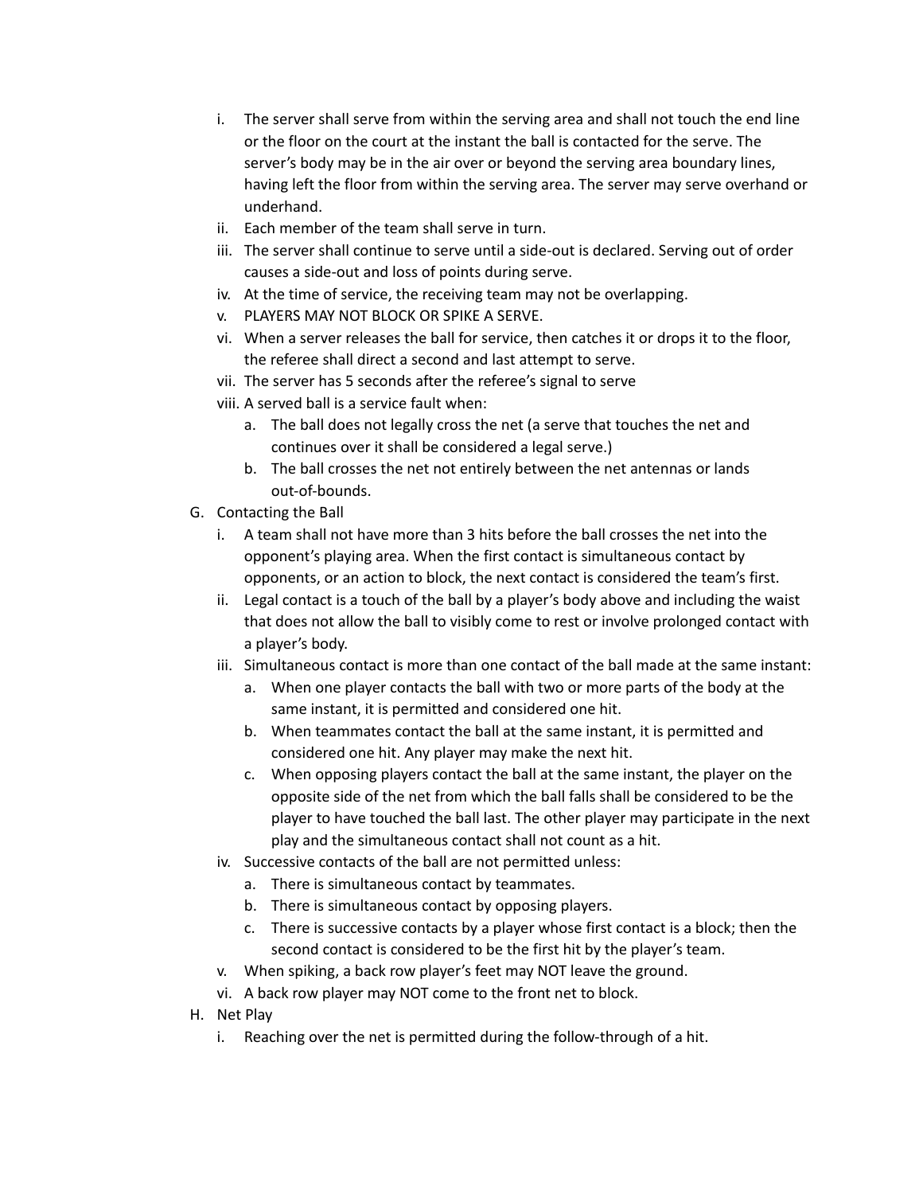i. The server shall serve from within the serving area and shall not touch the end line or the floor on the court at the instant the ball is contacted for the serve. The server's body may be in the air over or beyond the serving area boundary lines, having left the floor from within the serving area. The server may serve overhand or underhand.
  ii. Each member of the team shall serve in turn.
  iii. The server shall continue to serve until a side-out is declared. Serving out of order causes a side-out and loss of points during serve.
  iv. At the time of service, the receiving team may not be overlapping.
  v. PLAYERS MAY NOT BLOCK OR SPIKE A SERVE.
  vi. When a server releases the ball for service, then catches it or drops it to the floor, the referee shall direct a second and last attempt to serve.
  vii. The server has 5 seconds after the referee's signal to serve
  viii. A served ball is a service fault when:
    a. The ball does not legally cross the net (a serve that touches the net and continues over it shall be considered a legal serve.)
    b. The ball crosses the net not entirely between the net antennas or lands out-of-bounds.

G. Contacting the Ball
  i. A team shall not have more than 3 hits before the ball crosses the net into the opponent's playing area. When the first contact is simultaneous contact by opponents, or an action to block, the next contact is considered the team's first.
  ii. Legal contact is a touch of the ball by a player's body above and including the waist that does not allow the ball to visibly come to rest or involve prolonged contact with a player's body.
  iii. Simultaneous contact is more than one contact of the ball made at the same instant:
    a. When one player contacts the ball with two or more parts of the body at the same instant, it is permitted and considered one hit.
    b. When teammates contact the ball at the same instant, it is permitted and considered one hit. Any player may make the next hit.
    c. When opposing players contact the ball at the same instant, the player on the opposite side of the net from which the ball falls shall be considered to be the player to have touched the ball last. The other player may participate in the next play and the simultaneous contact shall not count as a hit.
  iv. Successive contacts of the ball are not permitted unless:
    a. There is simultaneous contact by teammates.
    b. There is simultaneous contact by opposing players.
    c. There is successive contacts by a player whose first contact is a block; then the second contact is considered to be the first hit by the player's team.
  v. When spiking, a back row player's feet may NOT leave the ground.
  vi. A back row player may NOT come to the front net to block.

H. Net Play
  i. Reaching over the net is permitted during the follow-through of a hit.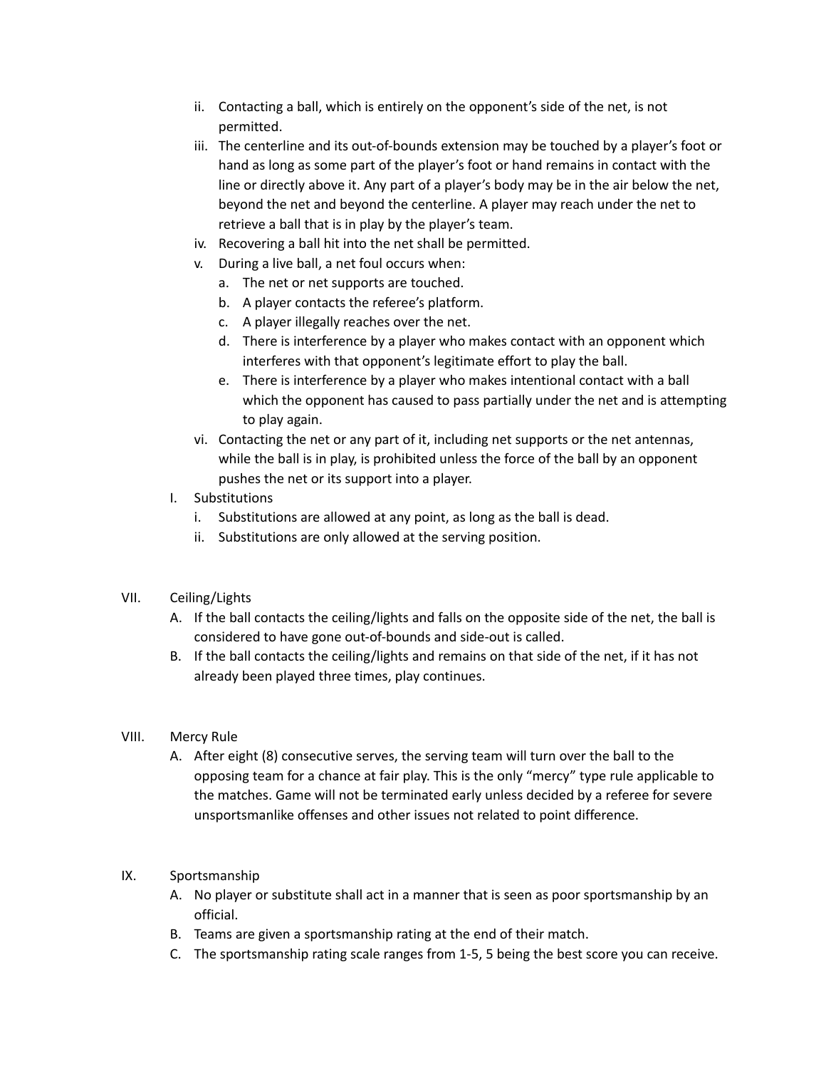ii. Contacting a ball, which is entirely on the opponent's side of the net, is not permitted.

iii. The centerline and its out-of-bounds extension may be touched by a player's foot or hand as long as some part of the player's foot or hand remains in contact with the line or directly above it. Any part of a player's body may be in the air below the net, beyond the net and beyond the centerline. A player may reach under the net to retrieve a ball that is in play by the player's team.

iv. Recovering a ball hit into the net shall be permitted.

v. During a live ball, a net foul occurs when:

   a. The net or net supports are touched.
   b. A player contacts the referee's platform.
   c. A player illegally reaches over the net.
   d. There is interference by a player who makes contact with an opponent which interferes with that opponent's legitimate effort to play the ball.
   e. There is interference by a player who makes intentional contact with a ball which the opponent has caused to pass partially under the net and is attempting to play again.

vi. Contacting the net or any part of it, including net supports or the net antennas, while the ball is in play, is prohibited unless the force of the ball by an opponent pushes the net or its support into a player.

I. Substitutions

   i. Substitutions are allowed at any point, as long as the ball is dead.
   ii. Substitutions are only allowed at the serving position.

VII. Ceiling/Lights

A. If the ball contacts the ceiling/lights and falls on the opposite side of the net, the ball is considered to have gone out-of-bounds and side-out is called.

B. If the ball contacts the ceiling/lights and remains on that side of the net, if it has not already been played three times, play continues.

VIII. Mercy Rule

A. After eight (8) consecutive serves, the serving team will turn over the ball to the opposing team for a chance at fair play. This is the only "mercy" type rule applicable to the matches. Game will not be terminated early unless decided by a referee for severe unsportsmanlike offenses and other issues not related to point difference.

IX. Sportsmanship

A. No player or substitute shall act in a manner that is seen as poor sportsmanship by an official.

B. Teams are given a sportsmanship rating at the end of their match.

C. The sportsmanship rating scale ranges from 1-5, 5 being the best score you can receive.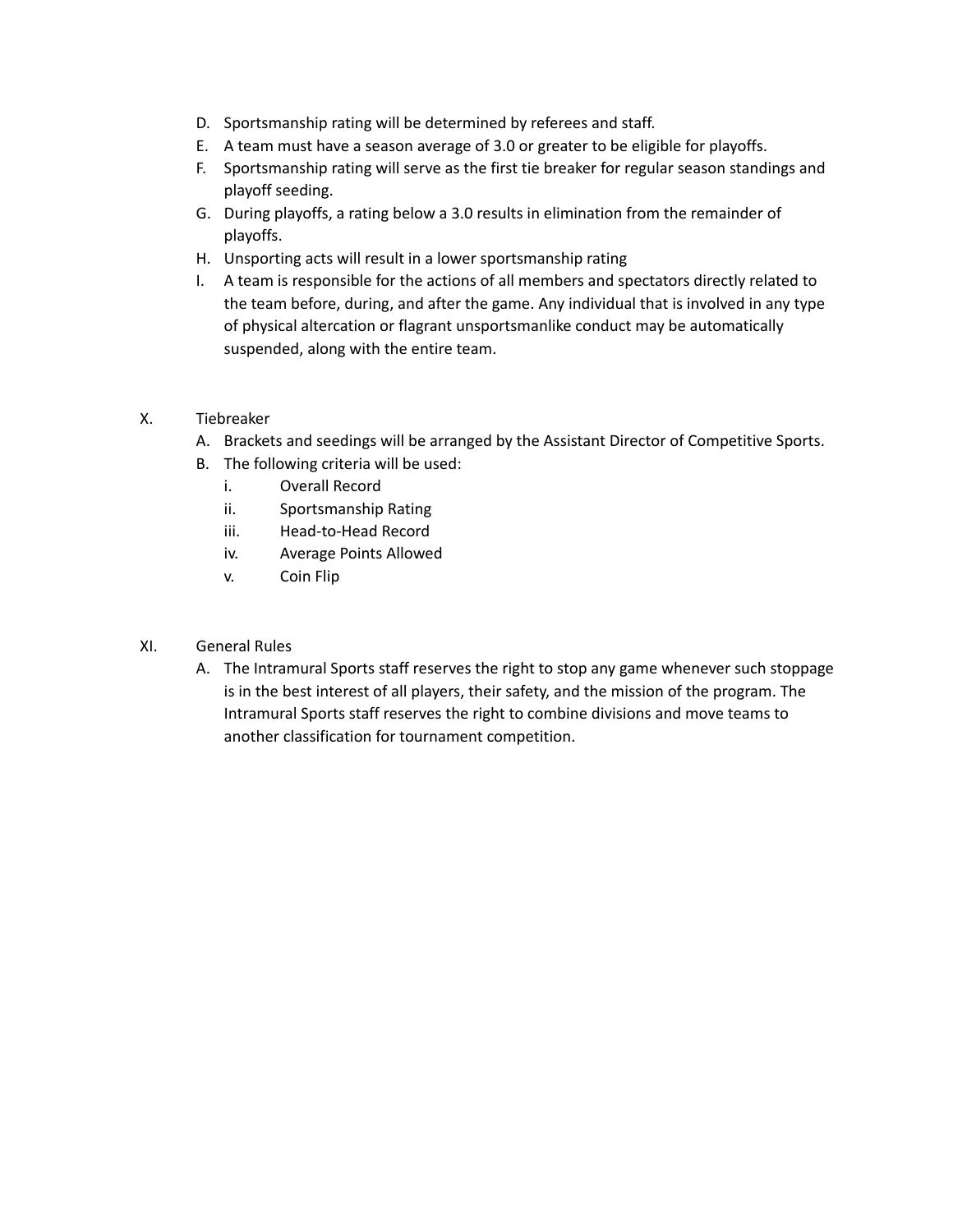D. Sportsmanship rating will be determined by referees and staff.
E. A team must have a season average of 3.0 or greater to be eligible for playoffs.
F. Sportsmanship rating will serve as the first tie breaker for regular season standings and playoff seeding.
G. During playoffs, a rating below a 3.0 results in elimination from the remainder of playoffs.
H. Unsporting acts will result in a lower sportsmanship rating
I. A team is responsible for the actions of all members and spectators directly related to the team before, during, and after the game. Any individual that is involved in any type of physical altercation or flagrant unsportsmanlike conduct may be automatically suspended, along with the entire team.

## X. Tiebreaker

A. Brackets and seedings will be arranged by the Assistant Director of Competitive Sports.
B. The following criteria will be used:
   i. Overall Record
   ii. Sportsmanship Rating
   iii. Head-to-Head Record
   iv. Average Points Allowed
   v. Coin Flip

## XI. General Rules

A. The Intramural Sports staff reserves the right to stop any game whenever such stoppage is in the best interest of all players, their safety, and the mission of the program. The Intramural Sports staff reserves the right to combine divisions and move teams to another classification for tournament competition.